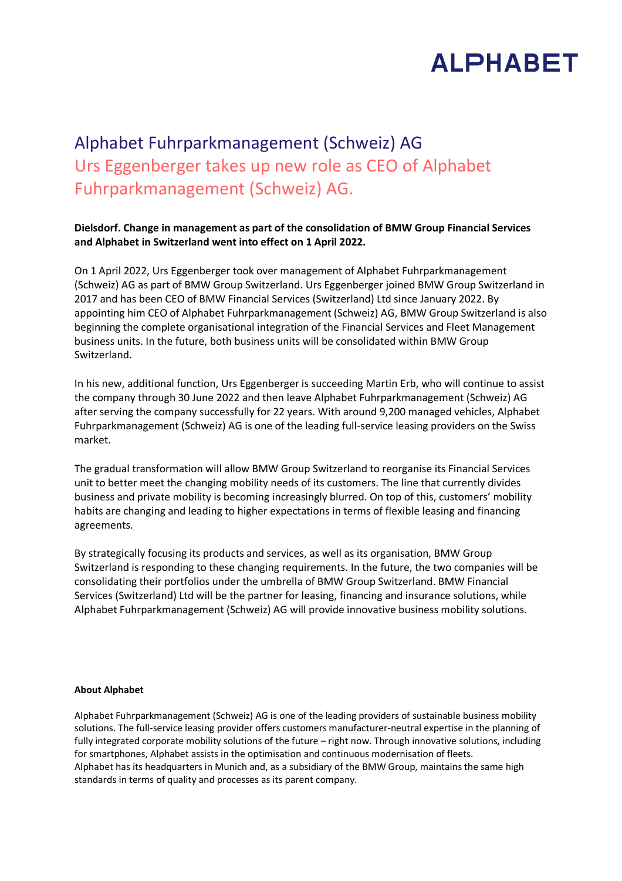ALPHABET

# Alphabet Fuhrparkmanagement (Schweiz) AG

## Urs Eggenberger takes up new role as CEO of Alphabet Fuhrparkmanagement (Schweiz) AG.

**Dielsdorf. Change in management as part of the consolidation of BMW Group Financial Services and Alphabet in Switzerland went into effect on 1 April 2022.**

On 1 April 2022, Urs Eggenberger took over management of Alphabet Fuhrparkmanagement (Schweiz) AG as part of BMW Group Switzerland. Urs Eggenberger joined BMW Group Switzerland in 2017 and has been CEO of BMW Financial Services (Switzerland) Ltd since January 2022. By appointing him CEO of Alphabet Fuhrparkmanagement (Schweiz) AG, BMW Group Switzerland is also beginning the complete organisational integration of the Financial Services and Fleet Management business units. In the future, both business units will be consolidated within BMW Group Switzerland.

In his new, additional function, Urs Eggenberger is succeeding Martin Erb, who will continue to assist the company through 30 June 2022 and then leave Alphabet Fuhrparkmanagement (Schweiz) AG after serving the company successfully for 22 years. With around 9,200 managed vehicles, Alphabet Fuhrparkmanagement (Schweiz) AG is one of the leading full-service leasing providers on the Swiss market.

The gradual transformation will allow BMW Group Switzerland to reorganise its Financial Services unit to better meet the changing mobility needs of its customers. The line that currently divides business and private mobility is becoming increasingly blurred. On top of this, customers' mobility habits are changing and leading to higher expectations in terms of flexible leasing and financing agreements.

By strategically focusing its products and services, as well as its organisation, BMW Group Switzerland is responding to these changing requirements. In the future, the two companies will be consolidating their portfolios under the umbrella of BMW Group Switzerland. BMW Financial Services (Switzerland) Ltd will be the partner for leasing, financing and insurance solutions, while Alphabet Fuhrparkmanagement (Schweiz) AG will provide innovative business mobility solutions.

**About Alphabet**

Alphabet Fuhrparkmanagement (Schweiz) AG is one of the leading providers of sustainable business mobility solutions. The full-service leasing provider offers customers manufacturer-neutral expertise in the planning of fully integrated corporate mobility solutions of the future – right now. Through innovative solutions, including for smartphones, Alphabet assists in the optimisation and continuous modernisation of fleets.
Alphabet has its headquarters in Munich and, as a subsidiary of the BMW Group, maintains the same high standards in terms of quality and processes as its parent company.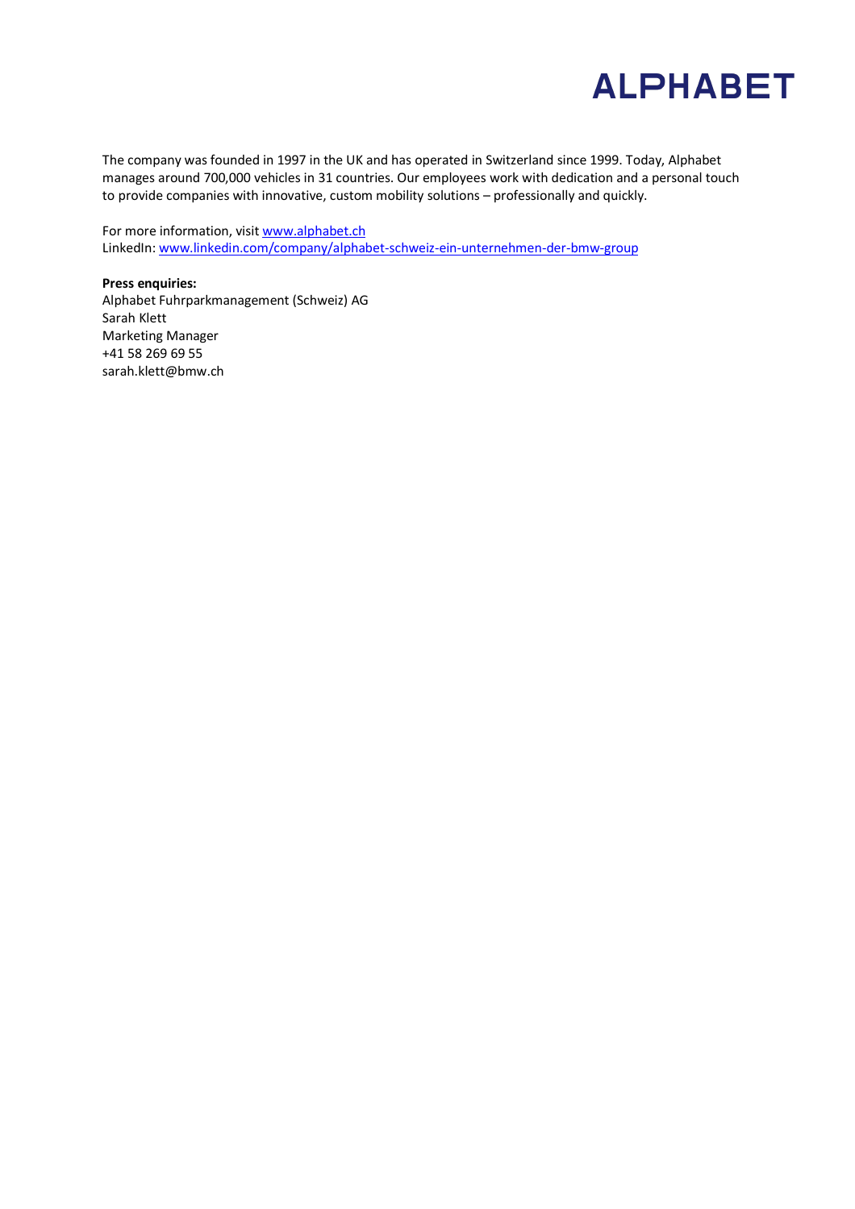The company was founded in 1997 in the UK and has operated in Switzerland since 1999. Today, Alphabet manages around 700,000 vehicles in 31 countries. Our employees work with dedication and a personal touch to provide companies with innovative, custom mobility solutions – professionally and quickly.

For more information, visit [www.alphabet.ch](http://www.alphabet.ch)
LinkedIn: [www.linkedin.com/company/alphabet-schweiz-ein-unternehmen-der-bmw-group](http://www.linkedin.com/company/alphabet-schweiz-ein-unternehmen-der-bmw-group)

**Press enquiries:**
Alphabet Fuhrparkmanagement (Schweiz) AG
Sarah Klett
Marketing Manager
+41 58 269 69 55
sarah.klett@bmw.ch